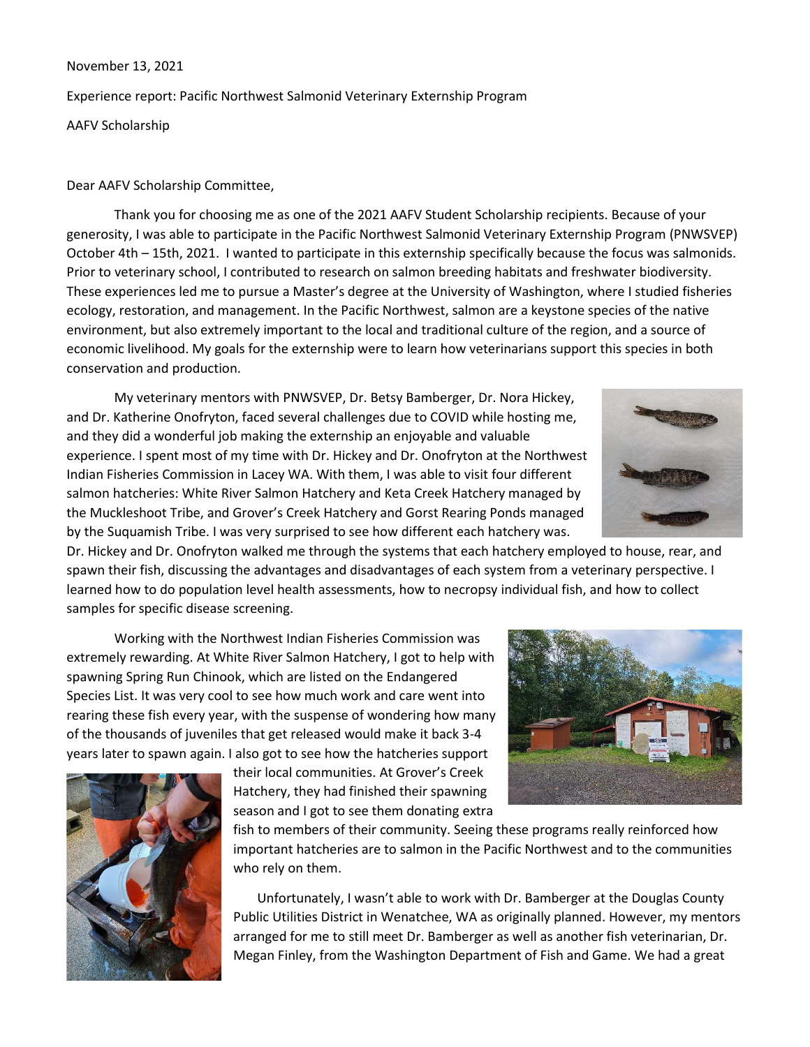November 13, 2021

Experience report: Pacific Northwest Salmonid Veterinary Externship Program

AAFV Scholarship

Dear AAFV Scholarship Committee,

Thank you for choosing me as one of the 2021 AAFV Student Scholarship recipients. Because of your generosity, I was able to participate in the Pacific Northwest Salmonid Veterinary Externship Program (PNWSVEP) October 4th – 15th, 2021. I wanted to participate in this externship specifically because the focus was salmonids. Prior to veterinary school, I contributed to research on salmon breeding habitats and freshwater biodiversity. These experiences led me to pursue a Master's degree at the University of Washington, where I studied fisheries ecology, restoration, and management. In the Pacific Northwest, salmon are a keystone species of the native environment, but also extremely important to the local and traditional culture of the region, and a source of economic livelihood. My goals for the externship were to learn how veterinarians support this species in both conservation and production.

My veterinary mentors with PNWSVEP, Dr. Betsy Bamberger, Dr. Nora Hickey, and Dr. Katherine Onofryton, faced several challenges due to COVID while hosting me, and they did a wonderful job making the externship an enjoyable and valuable experience. I spent most of my time with Dr. Hickey and Dr. Onofryton at the Northwest Indian Fisheries Commission in Lacey WA. With them, I was able to visit four different salmon hatcheries: White River Salmon Hatchery and Keta Creek Hatchery managed by the Muckleshoot Tribe, and Grover's Creek Hatchery and Gorst Rearing Ponds managed by the Suquamish Tribe. I was very surprised to see how different each hatchery was. Dr. Hickey and Dr. Onofryton walked me through the systems that each hatchery employed to house, rear, and spawn their fish, discussing the advantages and disadvantages of each system from a veterinary perspective. I learned how to do population level health assessments, how to necropsy individual fish, and how to collect samples for specific disease screening.

Working with the Northwest Indian Fisheries Commission was extremely rewarding. At White River Salmon Hatchery, I got to help with spawning Spring Run Chinook, which are listed on the Endangered Species List. It was very cool to see how much work and care went into rearing these fish every year, with the suspense of wondering how many of the thousands of juveniles that get released would make it back 3-4 years later to spawn again. I also got to see how the hatcheries support their local communities. At Grover's Creek Hatchery, they had finished their spawning season and I got to see them donating extra fish to members of their community. Seeing these programs really reinforced how important hatcheries are to salmon in the Pacific Northwest and to the communities who rely on them.

Unfortunately, I wasn't able to work with Dr. Bamberger at the Douglas County Public Utilities District in Wenatchee, WA as originally planned. However, my mentors arranged for me to still meet Dr. Bamberger as well as another fish veterinarian, Dr. Megan Finley, from the Washington Department of Fish and Game. We had a great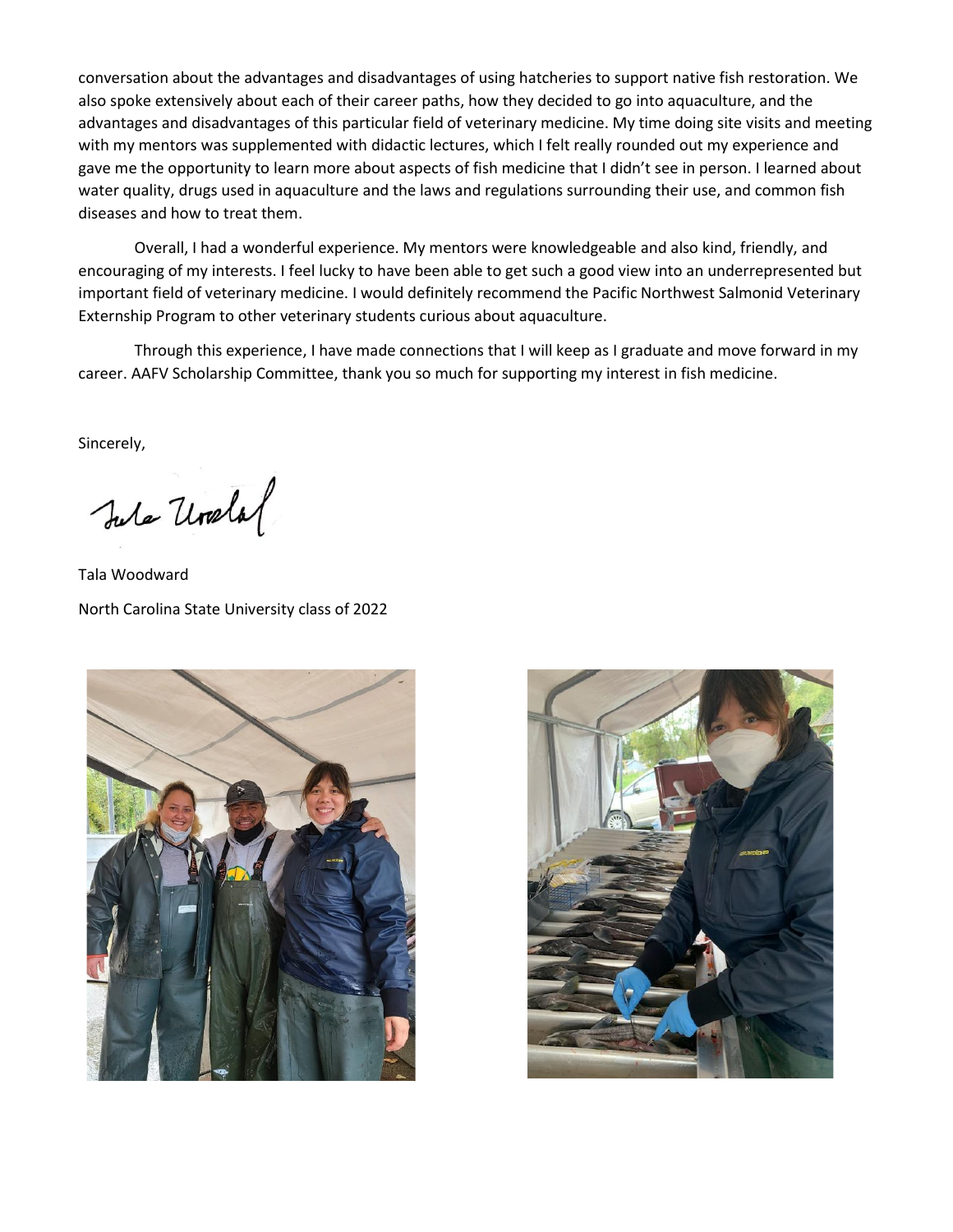conversation about the advantages and disadvantages of using hatcheries to support native fish restoration. We also spoke extensively about each of their career paths, how they decided to go into aquaculture, and the advantages and disadvantages of this particular field of veterinary medicine. My time doing site visits and meeting with my mentors was supplemented with didactic lectures, which I felt really rounded out my experience and gave me the opportunity to learn more about aspects of fish medicine that I didn't see in person. I learned about water quality, drugs used in aquaculture and the laws and regulations surrounding their use, and common fish diseases and how to treat them.

Overall, I had a wonderful experience. My mentors were knowledgeable and also kind, friendly, and encouraging of my interests. I feel lucky to have been able to get such a good view into an underrepresented but important field of veterinary medicine. I would definitely recommend the Pacific Northwest Salmonid Veterinary Externship Program to other veterinary students curious about aquaculture.

Through this experience, I have made connections that I will keep as I graduate and move forward in my career. AAFV Scholarship Committee, thank you so much for supporting my interest in fish medicine.

Sincerely,

Tala Woodward

North Carolina State University class of 2022